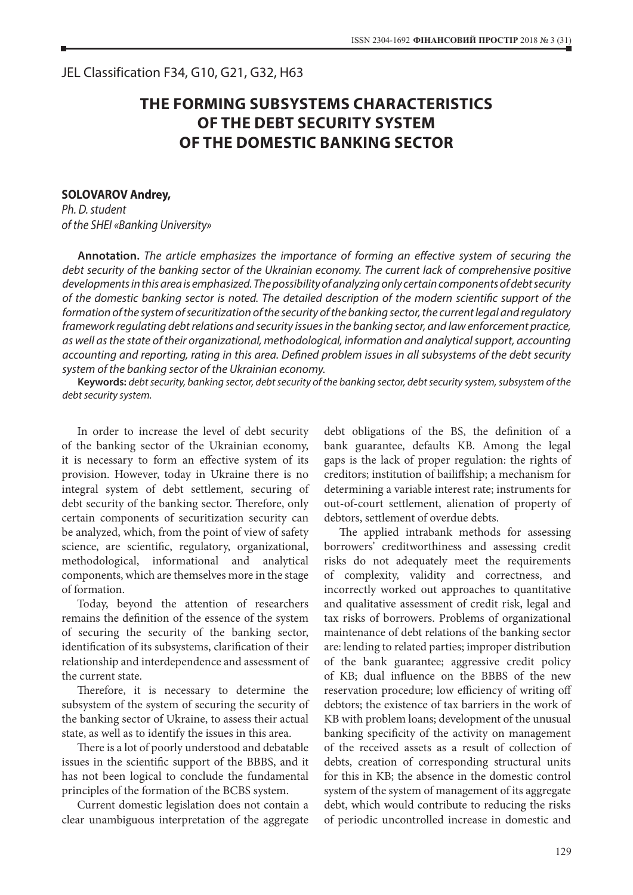JEL Classification F34, G10, G21, G32, H63

# THE FORMING SUBSYSTEMS CHARACTERISTICS OF THE DEBT SECURITY SYSTEM OF THE DOMESTIC BANKING SECTOR

**SOLOVAROV Andrey,**
*Ph. D. student*
*of the SHEI «Banking University»*

**Annotation.** *The article emphasizes the importance of forming an effective system of securing the debt security of the banking sector of the Ukrainian economy. The current lack of comprehensive positive developments in this area is emphasized. The possibility of analyzing only certain components of debt security of the domestic banking sector is noted. The detailed description of the modern scientific support of the formation of the system of securitization of the security of the banking sector, the current legal and regulatory framework regulating debt relations and security issues in the banking sector, and law enforcement practice, as well as the state of their organizational, methodological, information and analytical support, accounting accounting and reporting, rating in this area. Defined problem issues in all subsystems of the debt security system of the banking sector of the Ukrainian economy.*

**Keywords:** *debt security, banking sector, debt security of the banking sector, debt security system, subsystem of the debt security system.*

In order to increase the level of debt security of the banking sector of the Ukrainian economy, it is necessary to form an effective system of its provision. However, today in Ukraine there is no integral system of debt settlement, securing of debt security of the banking sector. Therefore, only certain components of securitization security can be analyzed, which, from the point of view of safety science, are scientific, regulatory, organizational, methodological, informational and analytical components, which are themselves more in the stage of formation.

Today, beyond the attention of researchers remains the definition of the essence of the system of securing the security of the banking sector, identification of its subsystems, clarification of their relationship and interdependence and assessment of the current state.

Therefore, it is necessary to determine the subsystem of the system of securing the security of the banking sector of Ukraine, to assess their actual state, as well as to identify the issues in this area.

There is a lot of poorly understood and debatable issues in the scientific support of the BBBS, and it has not been logical to conclude the fundamental principles of the formation of the BCBS system.

Current domestic legislation does not contain a clear unambiguous interpretation of the aggregate debt obligations of the BS, the definition of a bank guarantee, defaults KB. Among the legal gaps is the lack of proper regulation: the rights of creditors; institution of bailiffship; a mechanism for determining a variable interest rate; instruments for out-of-court settlement, alienation of property of debtors, settlement of overdue debts.

The applied intrabank methods for assessing borrowers' creditworthiness and assessing credit risks do not adequately meet the requirements of complexity, validity and correctness, and incorrectly worked out approaches to quantitative and qualitative assessment of credit risk, legal and tax risks of borrowers. Problems of organizational maintenance of debt relations of the banking sector are: lending to related parties; improper distribution of the bank guarantee; aggressive credit policy of KB; dual influence on the BBBS of the new reservation procedure; low efficiency of writing off debtors; the existence of tax barriers in the work of KB with problem loans; development of the unusual banking specificity of the activity on management of the received assets as a result of collection of debts, creation of corresponding structural units for this in KB; the absence in the domestic control system of the system of management of its aggregate debt, which would contribute to reducing the risks of periodic uncontrolled increase in domestic and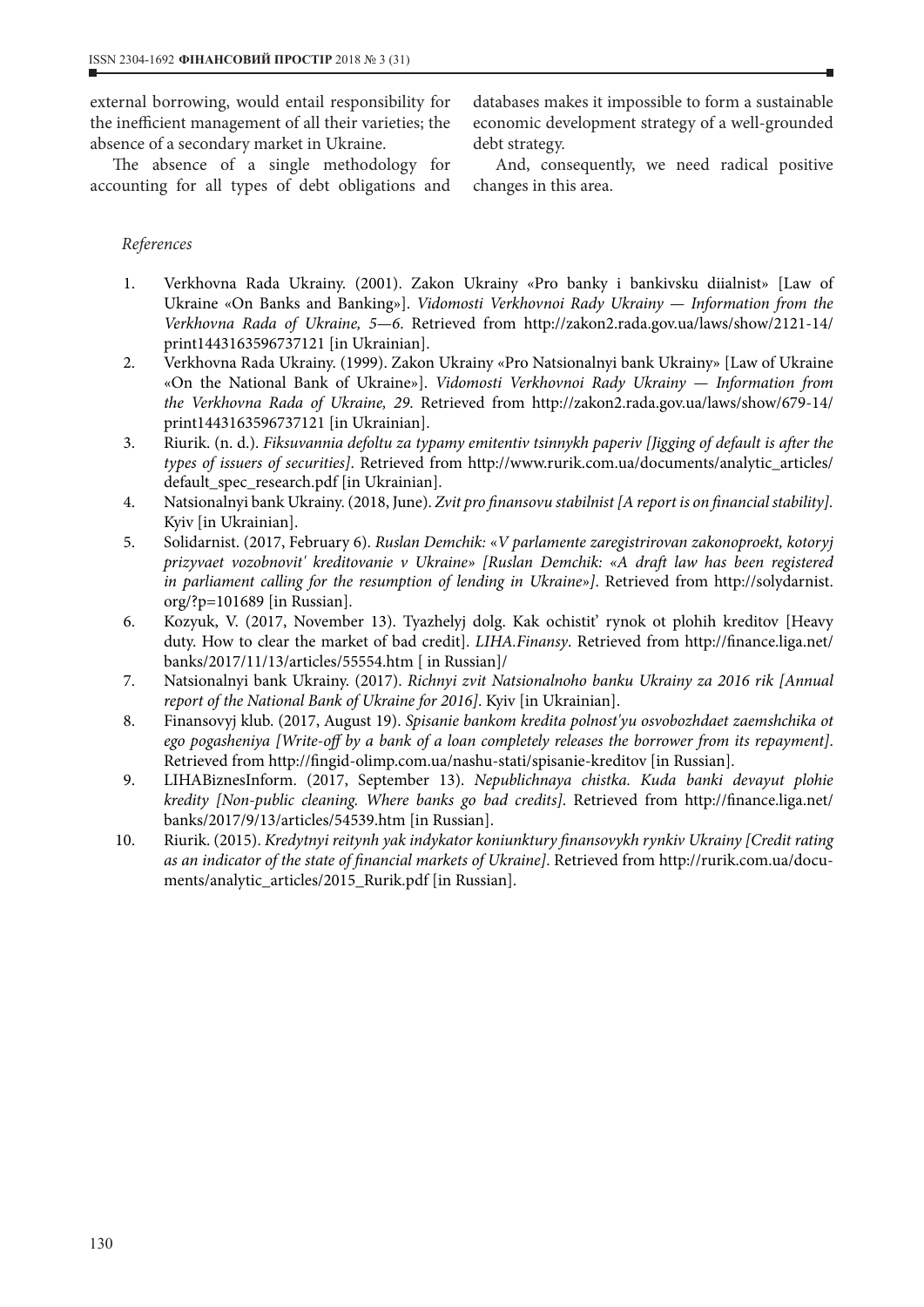external borrowing, would entail responsibility for the inefficient management of all their varieties; the absence of a secondary market in Ukraine.

The absence of a single methodology for accounting for all types of debt obligations and databases makes it impossible to form a sustainable economic development strategy of a well-grounded debt strategy.

And, consequently, we need radical positive changes in this area.

*References*

1. Verkhovna Rada Ukrainy. (2001). Zakon Ukrainy «Pro banky i bankivsku diialnist» [Law of Ukraine «On Banks and Banking»]. *Vidomosti Verkhovnoi Rady Ukrainy — Information from the Verkhovna Rada of Ukraine, 5—6*. Retrieved from http://zakon2.rada.gov.ua/laws/show/2121-14/print1443163596737121 [in Ukrainian].
2. Verkhovna Rada Ukrainy. (1999). Zakon Ukrainy «Pro Natsionalnyi bank Ukrainy» [Law of Ukraine «On the National Bank of Ukraine»]. *Vidomosti Verkhovnoi Rady Ukrainy — Information from the Verkhovna Rada of Ukraine, 29*. Retrieved from http://zakon2.rada.gov.ua/laws/show/679-14/print1443163596737121 [in Ukrainian].
3. Riurik. (n. d.). *Fiksuvannia defoltu za typamy emitentiv tsinnykh paperiv [Jigging of default is after the types of issuers of securities]*. Retrieved from http://www.rurik.com.ua/documents/analytic_articles/default_spec_research.pdf [in Ukrainian].
4. Natsionalnyi bank Ukrainy. (2018, June). *Zvit pro finansovu stabilnist [A report is on financial stability]*. Kyiv [in Ukrainian].
5. Solidarnist. (2017, February 6). *Ruslan Demchik:* «*V parlamente zaregistrirovan zakonoproekt, kotoryj prizyvaet vozobnovit' kreditovanie v Ukraine» [Ruslan Demchik:* «*A draft law has been registered in parliament calling for the resumption of lending in Ukraine»]*. Retrieved from http://solydarnist.org/?p=101689 [in Russian].
6. Kozyuk, V. (2017, November 13). Tyazhelyj dolg. Kak ochistit' rynok ot plohih kreditov [Heavy duty. How to clear the market of bad credit]. *LIHA.Finansy*. Retrieved from http://finance.liga.net/banks/2017/11/13/articles/55554.htm [ in Russian]/
7. Natsionalnyi bank Ukrainy. (2017). *Richnyi zvit Natsionalnoho banku Ukrainy za 2016 rik [Annual report of the National Bank of Ukraine for 2016]*. Kyiv [in Ukrainian].
8. Finansovyj klub. (2017, August 19). *Spisanie bankom kredita polnost'yu osvobozhdaet zaemshchika ot ego pogasheniya [Write-off by a bank of a loan completely releases the borrower from its repayment]*. Retrieved from http://fingid-olimp.com.ua/nashu-stati/spisanie-kreditov [in Russian].
9. LIHABiznesInform. (2017, September 13). *Nepublichnaya chistka. Kuda banki devayut plohie kredity [Non-public cleaning. Where banks go bad credits]*. Retrieved from http://finance.liga.net/banks/2017/9/13/articles/54539.htm [in Russian].
10. Riurik. (2015). *Kredytnyi reitynh yak indykator koniunktury finansovykh rynkiv Ukrainy [Credit rating as an indicator of the state of financial markets of Ukraine]*. Retrieved from http://rurik.com.ua/documents/analytic_articles/2015_Rurik.pdf [in Russian].